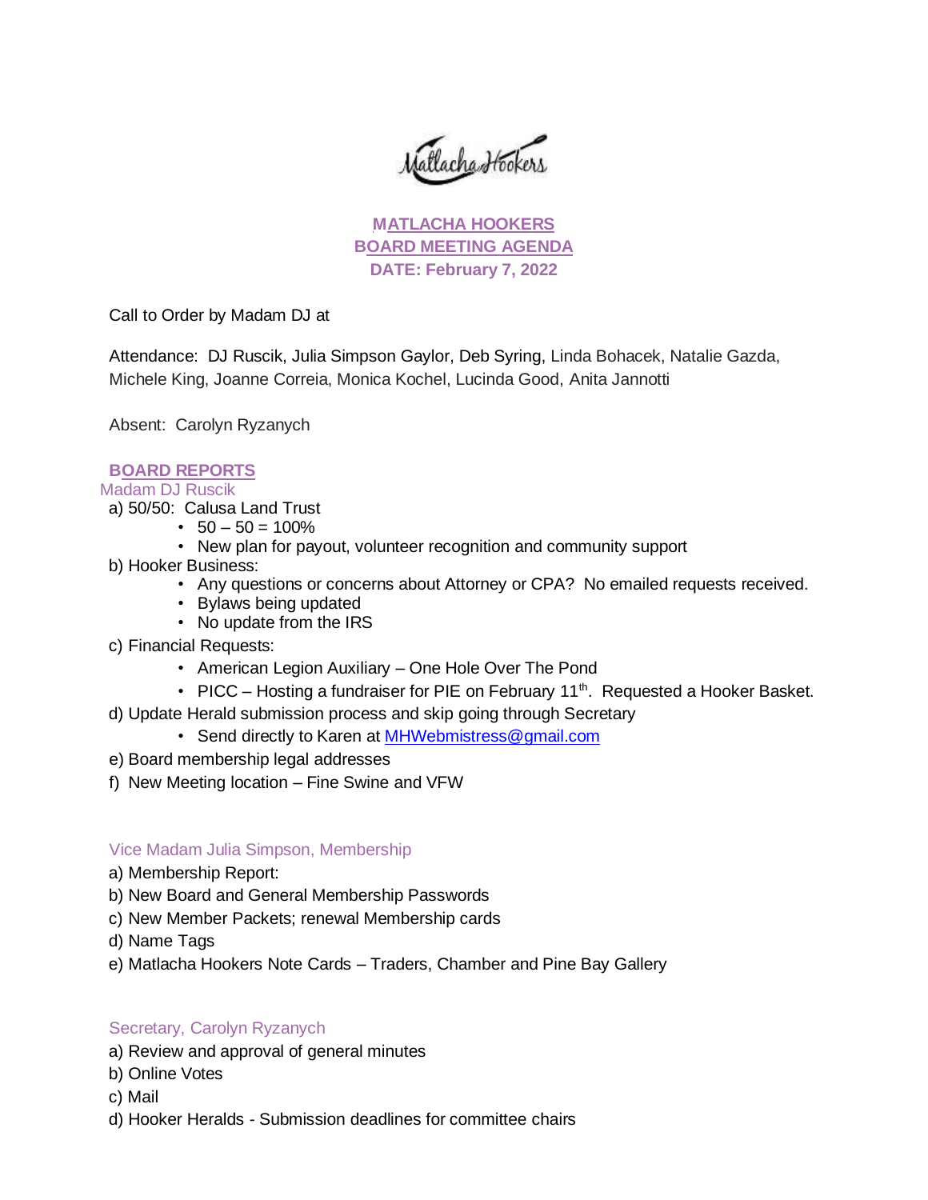Matlacha Hookers

# MATLACHA HOOKERS
# BOARD MEETING AGENDA
# DATE: February 7, 2022

Call to Order by Madam DJ at

Attendance: DJ Ruscik, Julia Simpson Gaylor, Deb Syring, Linda Bohacek, Natalie Gazda, Michele King, Joanne Correia, Monica Kochel, Lucinda Good, Anita Jannotti

Absent: Carolyn Ryzanych

## BOARD REPORTS

### Madam DJ Ruscik

a) 50/50: Calusa Land Trust
- 50 – 50 = 100%
- New plan for payout, volunteer recognition and community support

b) Hooker Business:
- Any questions or concerns about Attorney or CPA? No emailed requests received.
- Bylaws being updated
- No update from the IRS

c) Financial Requests:
- American Legion Auxiliary – One Hole Over The Pond
- PICC – Hosting a fundraiser for PIE on February 11th. Requested a Hooker Basket.

d) Update Herald submission process and skip going through Secretary
- Send directly to Karen at [MHWebmistress@gmail.com](mailto:MHWebmistress@gmail.com)

e) Board membership legal addresses

f) New Meeting location – Fine Swine and VFW

### Vice Madam Julia Simpson, Membership

a) Membership Report:

b) New Board and General Membership Passwords

c) New Member Packets; renewal Membership cards

d) Name Tags

e) Matlacha Hookers Note Cards – Traders, Chamber and Pine Bay Gallery

### Secretary, Carolyn Ryzanych

a) Review and approval of general minutes

b) Online Votes

c) Mail

d) Hooker Heralds - Submission deadlines for committee chairs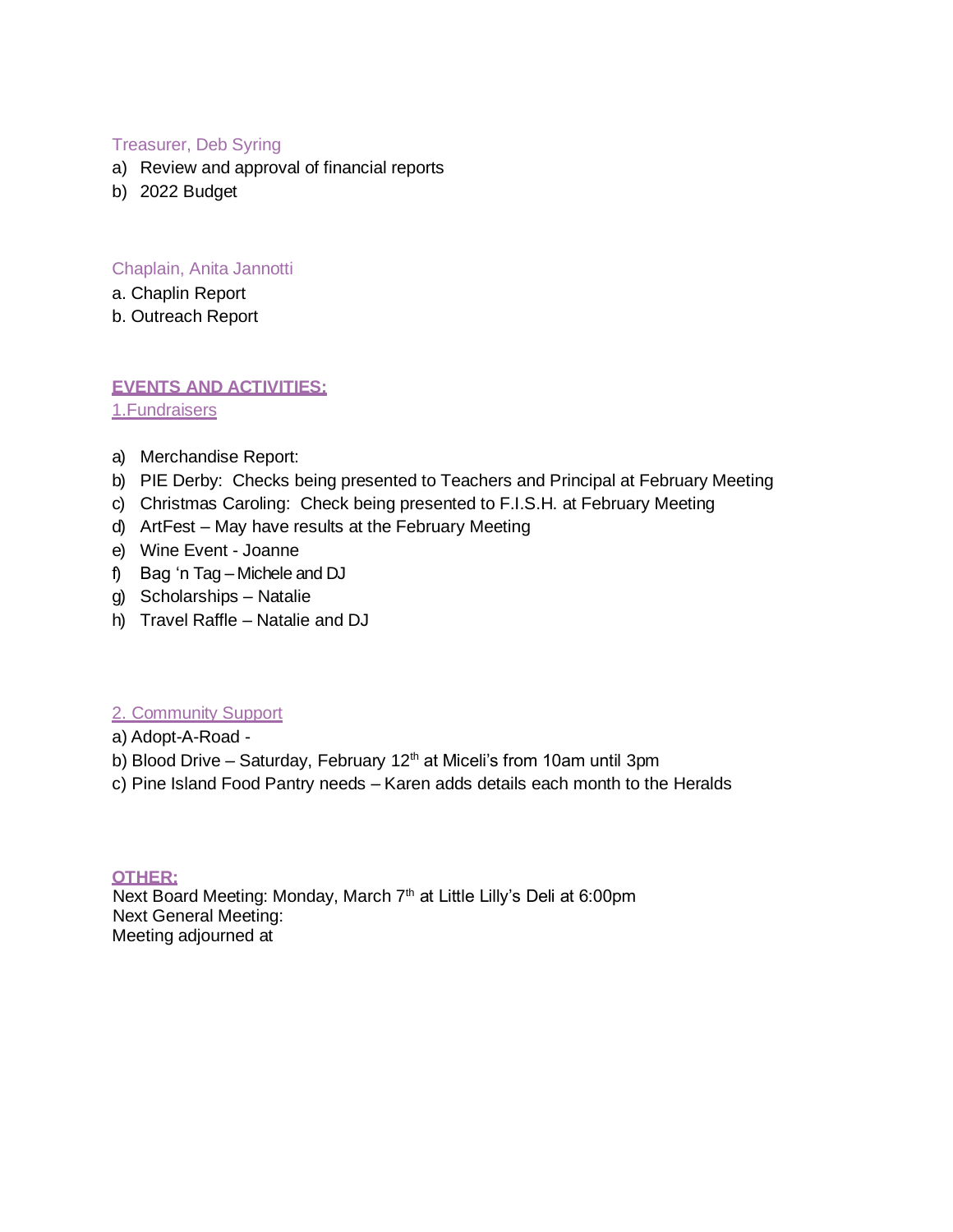Treasurer, Deb Syring

a) Review and approval of financial reports
b) 2022 Budget

Chaplain, Anita Jannotti

a. Chaplin Report
b. Outreach Report

**EVENTS AND ACTIVITIES:**

1.Fundraisers

a) Merchandise Report:
b) PIE Derby: Checks being presented to Teachers and Principal at February Meeting
c) Christmas Caroling: Check being presented to F.I.S.H. at February Meeting
d) ArtFest – May have results at the February Meeting
e) Wine Event - Joanne
f) Bag 'n Tag – Michele and DJ
g) Scholarships – Natalie
h) Travel Raffle – Natalie and DJ

2. Community Support

a) Adopt-A-Road -
b) Blood Drive – Saturday, February 12th at Miceli's from 10am until 3pm
c) Pine Island Food Pantry needs – Karen adds details each month to the Heralds

**OTHER:**

Next Board Meeting: Monday, March 7th at Little Lilly's Deli at 6:00pm
Next General Meeting:
Meeting adjourned at